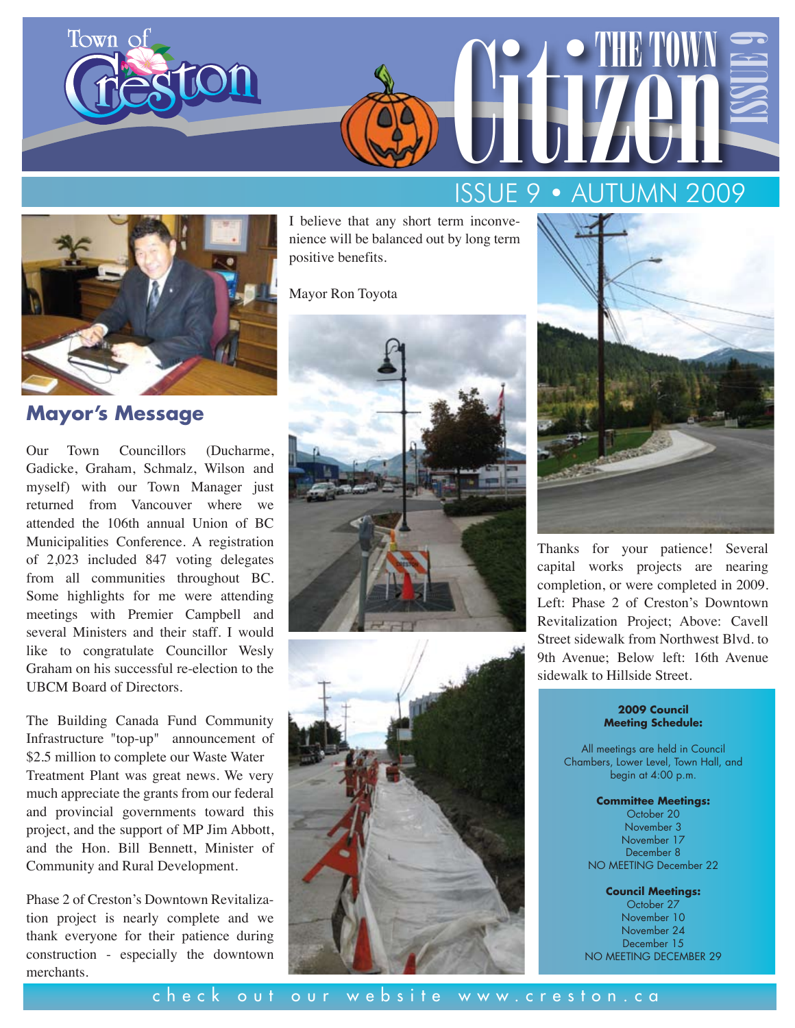# Town of Creston — The Town Citizen — Issue 9

## ISSUE 9 • AUTUMN 2009

## Mayor's Message

Our Town Councillors (Ducharme, Gadicke, Graham, Schmalz, Wilson and myself) with our Town Manager just returned from Vancouver where we attended the 106th annual Union of BC Municipalities Conference. A registration of 2,023 included 847 voting delegates from all communities throughout BC. Some highlights for me were attending meetings with Premier Campbell and several Ministers and their staff. I would like to congratulate Councillor Wesly Graham on his successful re-election to the UBCM Board of Directors.

The Building Canada Fund Community Infrastructure "top-up" announcement of $2.5 million to complete our Waste Water Treatment Plant was great news. We very much appreciate the grants from our federal and provincial governments toward this project, and the support of MP Jim Abbott, and the Hon. Bill Bennett, Minister of Community and Rural Development.

Phase 2 of Creston's Downtown Revitalization project is nearly complete and we thank everyone for their patience during construction - especially the downtown merchants. I believe that any short term inconvenience will be balanced out by long term positive benefits.

Mayor Ron Toyota

Thanks for your patience! Several capital works projects are nearing completion, or were completed in 2009. Left: Phase 2 of Creston's Downtown Revitalization Project; Above: Cavell Street sidewalk from Northwest Blvd. to 9th Avenue; Below left: 16th Avenue sidewalk to Hillside Street.

**2009 Council Meeting Schedule:**

All meetings are held in Council Chambers, Lower Level, Town Hall, and begin at 4:00 p.m.

**Committee Meetings:**
October 20
November 3
November 17
December 8
NO MEETING December 22

**Council Meetings:**
October 27
November 10
November 24
December 15
NO MEETING DECEMBER 29

check out our website www.creston.ca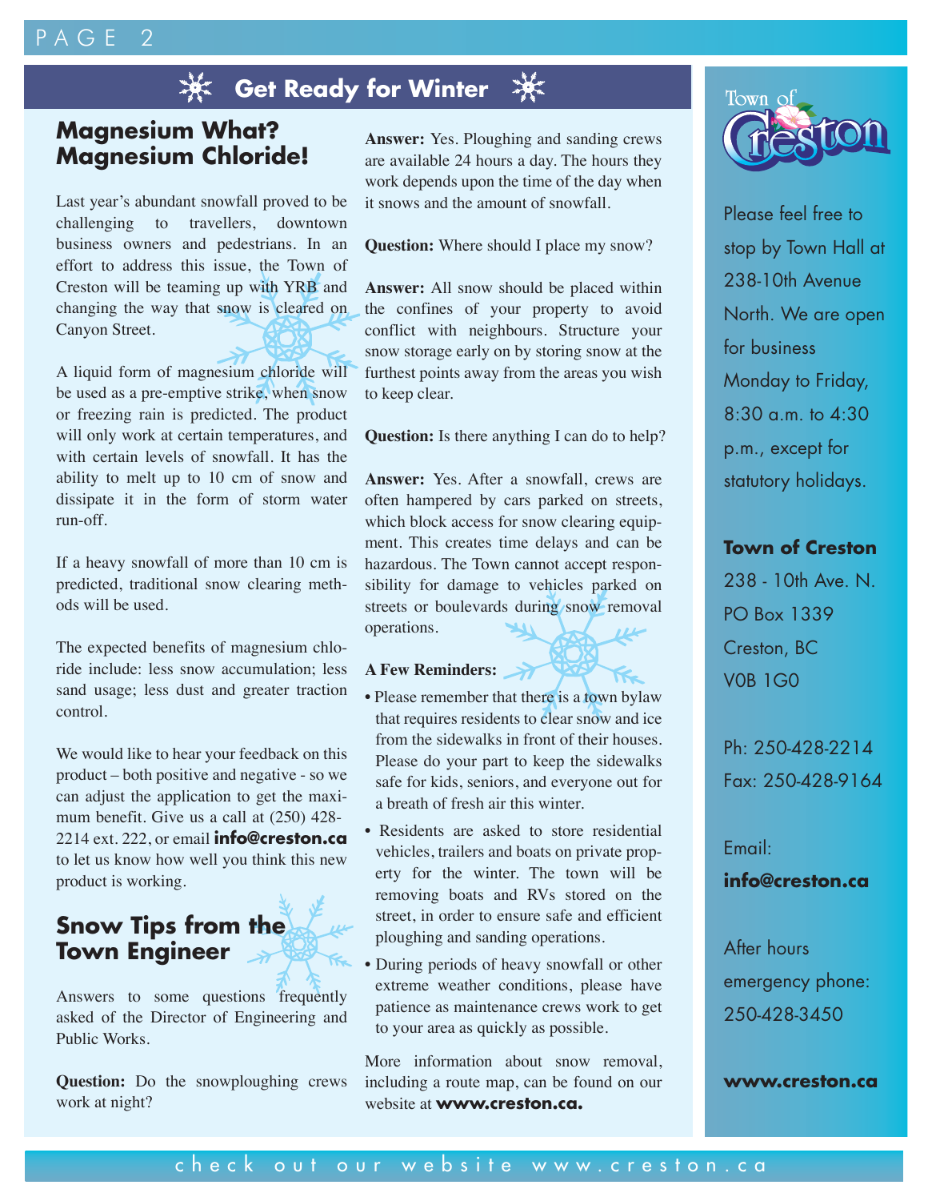# Get Ready for Winter

## Magnesium What? Magnesium Chloride!

Last year's abundant snowfall proved to be challenging to travellers, downtown business owners and pedestrians. In an effort to address this issue, the Town of Creston will be teaming up with YRB and changing the way that snow is cleared on Canyon Street.

A liquid form of magnesium chloride will be used as a pre-emptive strike, when snow or freezing rain is predicted. The product will only work at certain temperatures, and with certain levels of snowfall. It has the ability to melt up to 10 cm of snow and dissipate it in the form of storm water run-off.

If a heavy snowfall of more than 10 cm is predicted, traditional snow clearing methods will be used.

The expected benefits of magnesium chloride include: less snow accumulation; less sand usage; less dust and greater traction control.

We would like to hear your feedback on this product – both positive and negative - so we can adjust the application to get the maximum benefit. Give us a call at (250) 428-2214 ext. 222, or email **info@creston.ca** to let us know how well you think this new product is working.

## Snow Tips from the Town Engineer

Answers to some questions frequently asked of the Director of Engineering and Public Works.

**Question:** Do the snowploughing crews work at night?

**Answer:** Yes. Ploughing and sanding crews are available 24 hours a day. The hours they work depends upon the time of the day when it snows and the amount of snowfall.

**Question:** Where should I place my snow?

**Answer:** All snow should be placed within the confines of your property to avoid conflict with neighbours. Structure your snow storage early on by storing snow at the furthest points away from the areas you wish to keep clear.

**Question:** Is there anything I can do to help?

**Answer:** Yes. After a snowfall, crews are often hampered by cars parked on streets, which block access for snow clearing equipment. This creates time delays and can be hazardous. The Town cannot accept responsibility for damage to vehicles parked on streets or boulevards during snow removal operations.

**A Few Reminders:**

- Please remember that there is a town bylaw that requires residents to clear snow and ice from the sidewalks in front of their houses. Please do your part to keep the sidewalks safe for kids, seniors, and everyone out for a breath of fresh air this winter.
- Residents are asked to store residential vehicles, trailers and boats on private property for the winter. The town will be removing boats and RVs stored on the street, in order to ensure safe and efficient ploughing and sanding operations.
- During periods of heavy snowfall or other extreme weather conditions, please have patience as maintenance crews work to get to your area as quickly as possible.

More information about snow removal, including a route map, can be found on our website at **www.creston.ca.**

---

Town of Creston

Please feel free to stop by Town Hall at 238-10th Avenue North. We are open for business Monday to Friday, 8:30 a.m. to 4:30 p.m., except for statutory holidays.

**Town of Creston**
238 - 10th Ave. N.
PO Box 1339
Creston, BC
V0B 1G0

Ph: 250-428-2214
Fax: 250-428-9164

Email:
**info@creston.ca**

After hours emergency phone:
250-428-3450

**www.creston.ca**

check out our website www.creston.ca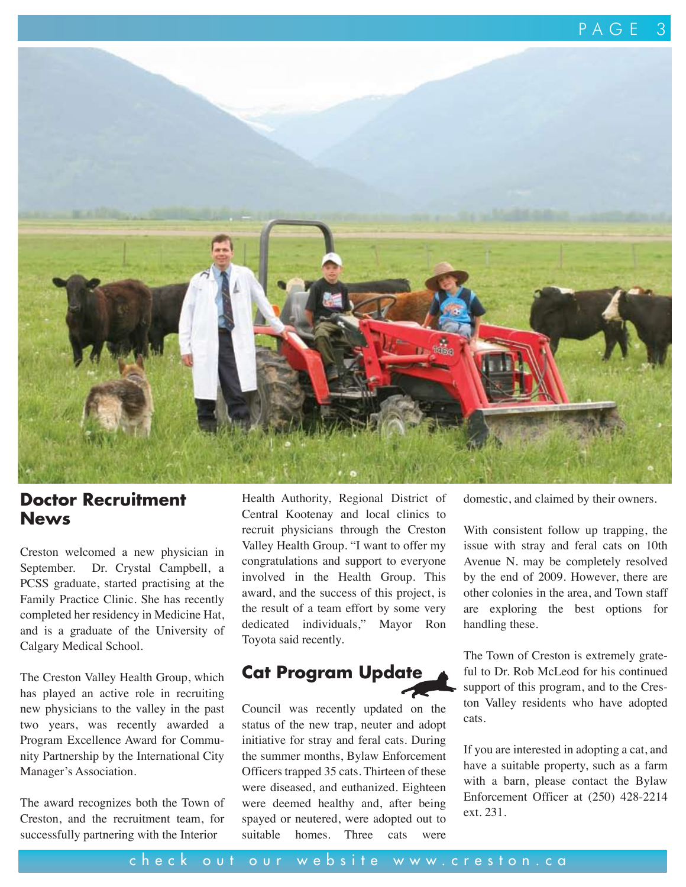## Doctor Recruitment News

Creston welcomed a new physician in September. Dr. Crystal Campbell, a PCSS graduate, started practising at the Family Practice Clinic. She has recently completed her residency in Medicine Hat, and is a graduate of the University of Calgary Medical School.

The Creston Valley Health Group, which has played an active role in recruiting new physicians to the valley in the past two years, was recently awarded a Program Excellence Award for Community Partnership by the International City Manager's Association.

The award recognizes both the Town of Creston, and the recruitment team, for successfully partnering with the Interior Health Authority, Regional District of Central Kootenay and local clinics to recruit physicians through the Creston Valley Health Group. "I want to offer my congratulations and support to everyone involved in the Health Group. This award, and the success of this project, is the result of a team effort by some very dedicated individuals," Mayor Ron Toyota said recently.

## Cat Program Update

Council was recently updated on the status of the new trap, neuter and adopt initiative for stray and feral cats. During the summer months, Bylaw Enforcement Officers trapped 35 cats. Thirteen of these were diseased, and euthanized. Eighteen were deemed healthy and, after being spayed or neutered, were adopted out to suitable homes. Three cats were domestic, and claimed by their owners.

With consistent follow up trapping, the issue with stray and feral cats on 10th Avenue N. may be completely resolved by the end of 2009. However, there are other colonies in the area, and Town staff are exploring the best options for handling these.

The Town of Creston is extremely grateful to Dr. Rob McLeod for his continued support of this program, and to the Creston Valley residents who have adopted cats.

If you are interested in adopting a cat, and have a suitable property, such as a farm with a barn, please contact the Bylaw Enforcement Officer at (250) 428-2214 ext. 231.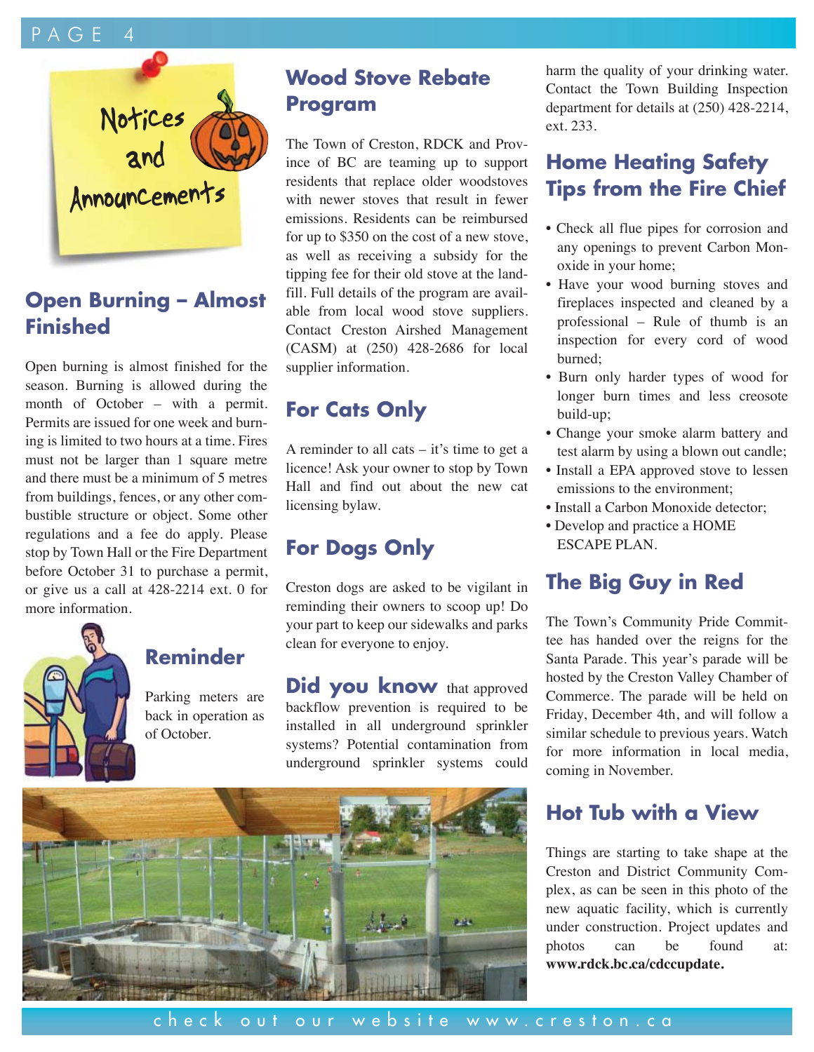# Notices and Announcements

## Open Burning – Almost Finished

Open burning is almost finished for the season. Burning is allowed during the month of October – with a permit. Permits are issued for one week and burning is limited to two hours at a time. Fires must not be larger than 1 square metre and there must be a minimum of 5 metres from buildings, fences, or any other combustible structure or object. Some other regulations and a fee do apply. Please stop by Town Hall or the Fire Department before October 31 to purchase a permit, or give us a call at 428-2214 ext. 0 for more information.

## Reminder

Parking meters are back in operation as of October.

## Wood Stove Rebate Program

The Town of Creston, RDCK and Province of BC are teaming up to support residents that replace older woodstoves with newer stoves that result in fewer emissions. Residents can be reimbursed for up to $350 on the cost of a new stove, as well as receiving a subsidy for the tipping fee for their old stove at the landfill. Full details of the program are available from local wood stove suppliers. Contact Creston Airshed Management (CASM) at (250) 428-2686 for local supplier information.

## For Cats Only

A reminder to all cats – it's time to get a licence! Ask your owner to stop by Town Hall and find out about the new cat licensing bylaw.

## For Dogs Only

Creston dogs are asked to be vigilant in reminding their owners to scoop up! Do your part to keep our sidewalks and parks clean for everyone to enjoy.

**Did you know** that approved backflow prevention is required to be installed in all underground sprinkler systems? Potential contamination from underground sprinkler systems could harm the quality of your drinking water. Contact the Town Building Inspection department for details at (250) 428-2214, ext. 233.

## Home Heating Safety Tips from the Fire Chief

- Check all flue pipes for corrosion and any openings to prevent Carbon Monoxide in your home;
- Have your wood burning stoves and fireplaces inspected and cleaned by a professional – Rule of thumb is an inspection for every cord of wood burned;
- Burn only harder types of wood for longer burn times and less creosote build-up;
- Change your smoke alarm battery and test alarm by using a blown out candle;
- Install a EPA approved stove to lessen emissions to the environment;
- Install a Carbon Monoxide detector;
- Develop and practice a HOME ESCAPE PLAN.

## The Big Guy in Red

The Town's Community Pride Committee has handed over the reigns for the Santa Parade. This year's parade will be hosted by the Creston Valley Chamber of Commerce. The parade will be held on Friday, December 4th, and will follow a similar schedule to previous years. Watch for more information in local media, coming in November.

## Hot Tub with a View

Things are starting to take shape at the Creston and District Community Complex, as can be seen in this photo of the new aquatic facility, which is currently under construction. Project updates and photos can be found at: **www.rdck.bc.ca/cdccupdate.**

check out our website www.creston.ca